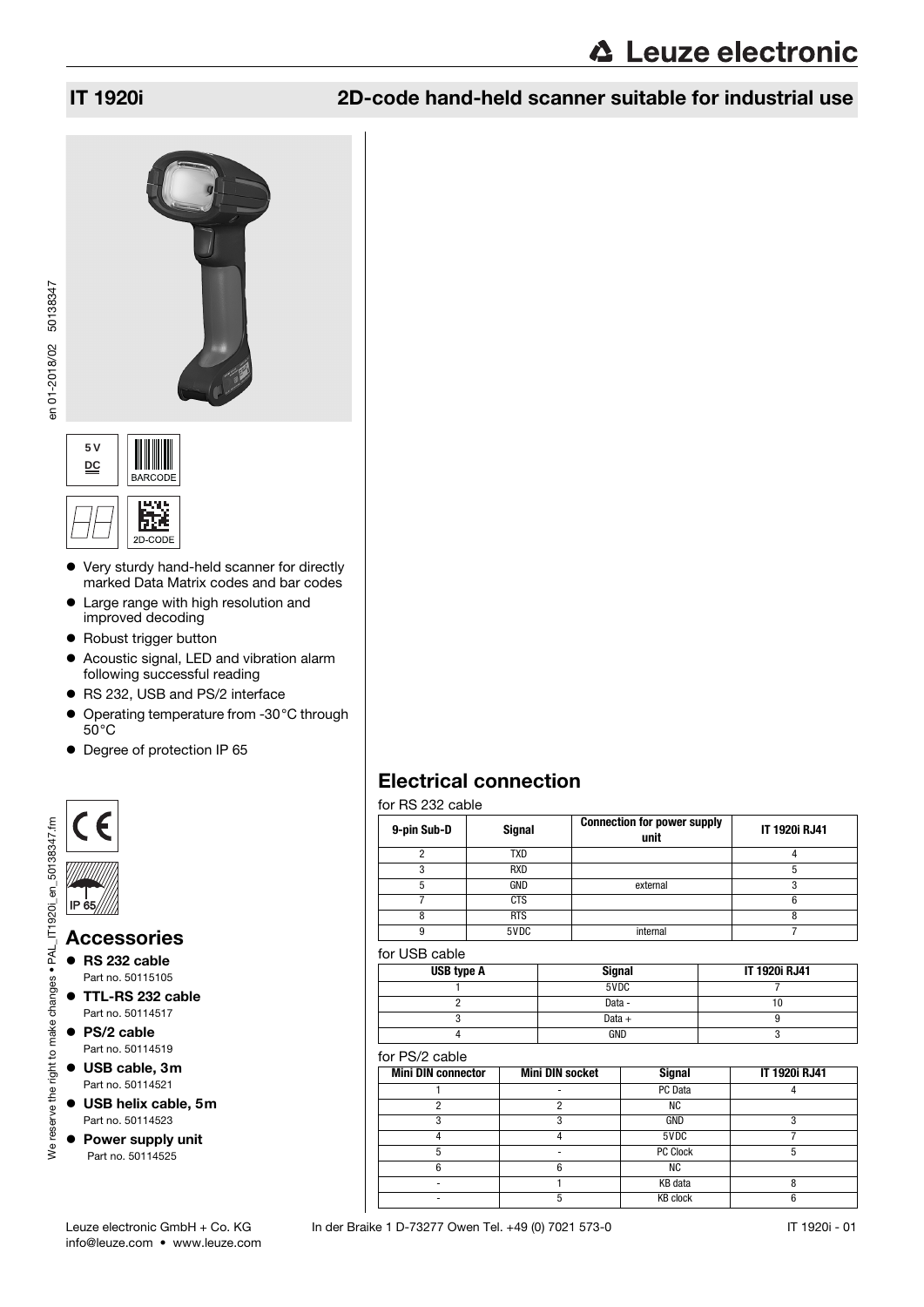# IT 1920i

## 2D-code hand-held scanner suitable for industrial use

5 V DC

BARCODE

2D-CODE

- Very sturdy hand-held scanner for directly marked Data Matrix codes and bar codes
- Large range with high resolution and improved decoding
- Robust trigger button
- Acoustic signal, LED and vibration alarm following successful reading
- RS 232, USB and PS/2 interface
- Operating temperature from -30°C through 50°C
- Degree of protection IP 65

IP 65

## Accessories

- **RS 232 cable**
  Part no. 50115105
- **TTL-RS 232 cable**
  Part no. 50114517
- **PS/2 cable**
  Part no. 50114519
- **USB cable, 3m**
  Part no. 50114521
- **USB helix cable, 5m**
  Part no. 50114523
- **Power supply unit**
  Part no. 50114525

## Electrical connection

for RS 232 cable

| 9-pin Sub-D | Signal | Connection for power supply unit | IT 1920i RJ41 |
|---|---|---|---|
| 2 | TXD | | 4 |
| 3 | RXD | | 5 |
| 5 | GND | external | 3 |
| 7 | CTS | | 6 |
| 8 | RTS | | 8 |
| 9 | 5VDC | internal | 7 |

for USB cable

| USB type A | Signal | IT 1920i RJ41 |
|---|---|---|
| 1 | 5VDC | 7 |
| 2 | Data - | 10 |
| 3 | Data + | 9 |
| 4 | GND | 3 |

for PS/2 cable

| Mini DIN connector | Mini DIN socket | Signal | IT 1920i RJ41 |
|---|---|---|---|
| 1 | - | PC Data | 4 |
| 2 | 2 | NC | |
| 3 | 3 | GND | 3 |
| 4 | 4 | 5VDC | 7 |
| 5 | - | PC Clock | 5 |
| 6 | 6 | NC | |
| - | 1 | KB data | 8 |
| - | 5 | KB clock | 6 |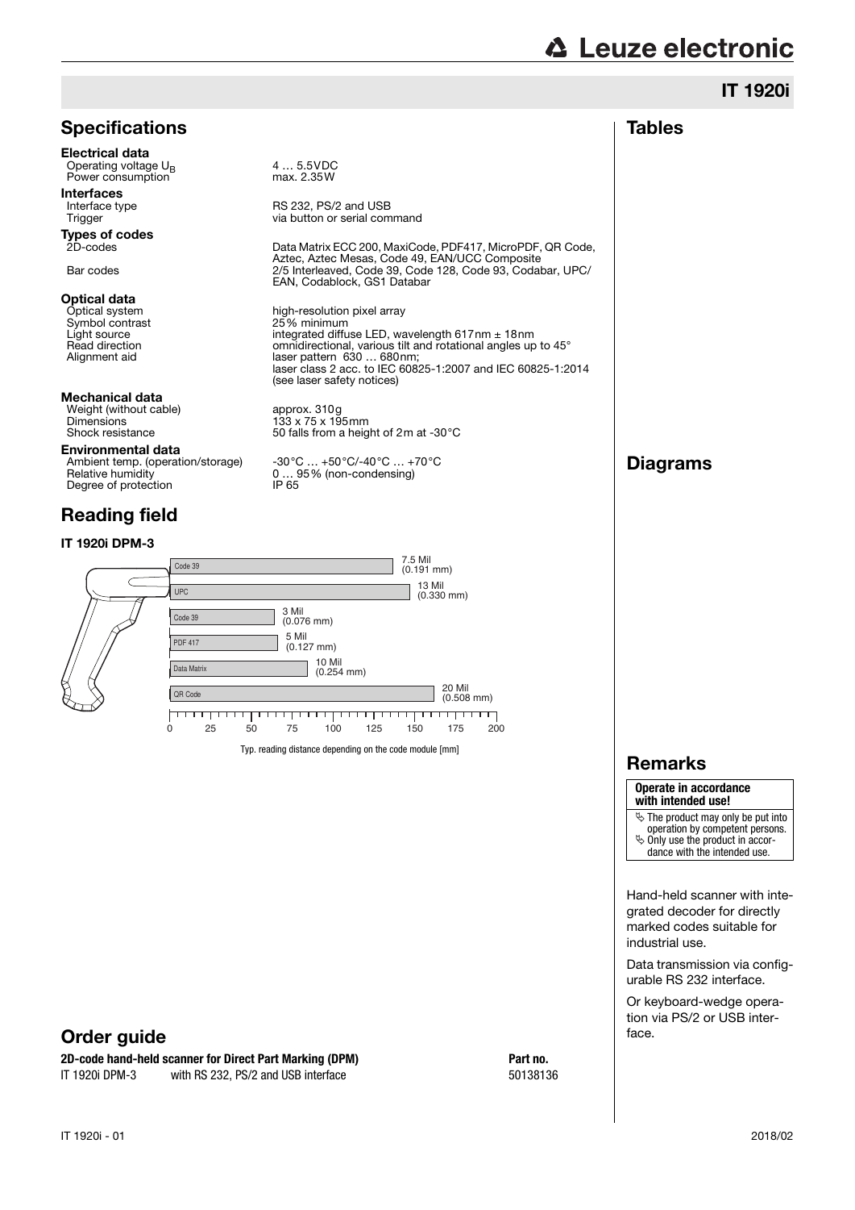# IT 1920i

## Specifications

**Electrical data**

| | |
|---|---|
| Operating voltage $U_B$ | 4 … 5.5VDC |
| Power consumption | max. 2.35W |

**Interfaces**

| | |
|---|---|
| Interface type | RS 232, PS/2 and USB |
| Trigger | via button or serial command |

**Types of codes**

| | |
|---|---|
| 2D-codes | Data Matrix ECC 200, MaxiCode, PDF417, MicroPDF, QR Code, Aztec, Aztec Mesas, Code 49, EAN/UCC Composite |
| Bar codes | 2/5 Interleaved, Code 39, Code 128, Code 93, Codabar, UPC/EAN, Codablock, GS1 Databar |

**Optical data**

| | |
|---|---|
| Optical system | high-resolution pixel array |
| Symbol contrast | 25% minimum |
| Light source | integrated diffuse LED, wavelength 617nm ± 18nm |
| Read direction | omnidirectional, various tilt and rotational angles up to 45° |
| Alignment aid | laser pattern 630 … 680nm; laser class 2 acc. to IEC 60825-1:2007 and IEC 60825-1:2014 (see laser safety notices) |

**Mechanical data**

| | |
|---|---|
| Weight (without cable) | approx. 310g |
| Dimensions | 133 x 75 x 195mm |
| Shock resistance | 50 falls from a height of 2m at -30°C |

**Environmental data**

| | |
|---|---|
| Ambient temp. (operation/storage) | -30°C … +50°C/-40°C … +70°C |
| Relative humidity | 0 … 95% (non-condensing) |
| Degree of protection | IP 65 |

## Reading field

### IT 1920i DPM-3

| Code | Module | Typ. reading distance (approx.) [mm] |
|---|---|---|
| Code 39 | 7.5 Mil (0.191 mm) | 0 … 135 |
| UPC | 13 Mil (0.330 mm) | 0 … 145 |
| Code 39 | 3 Mil (0.076 mm) | 0 … 63 |
| PDF 417 | 5 Mil (0.127 mm) | 0 … 65 |
| Data Matrix | 10 Mil (0.254 mm) | 0 … 83 |
| QR Code | 20 Mil (0.508 mm) | 0 … 160 |

Typ. reading distance depending on the code module [mm]

## Order guide

| 2D-code hand-held scanner for Direct Part Marking (DPM) | | Part no. |
|---|---|---|
| IT 1920i DPM-3 | with RS 232, PS/2 and USB interface | 50138136 |

## Tables

## Diagrams

## Remarks

**Operate in accordance with intended use!**

- ✎ The product may only be put into operation by competent persons.
- ✎ Only use the product in accordance with the intended use.

Hand-held scanner with integrated decoder for directly marked codes suitable for industrial use.

Data transmission via configurable RS 232 interface.

Or keyboard-wedge operation via PS/2 or USB interface.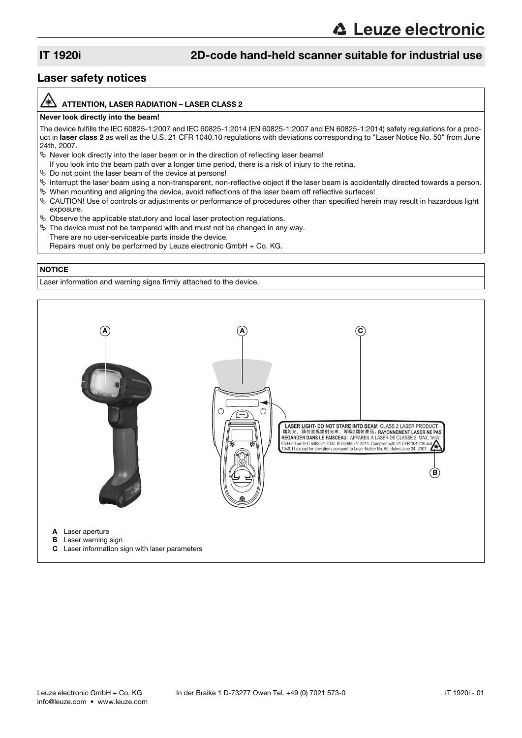## IT 1920i 2D-code hand-held scanner suitable for industrial use

## Laser safety notices

**ATTENTION, LASER RADIATION – LASER CLASS 2**

**Never look directly into the beam!**

The device fulfills the IEC 60825-1:2007 and IEC 60825-1:2014 (EN 60825-1:2007 and EN 60825-1:2014) safety regulations for a product in **laser class 2** as well as the U.S. 21 CFR 1040.10 regulations with deviations corresponding to "Laser Notice No. 50" from June 24th, 2007.

- Never look directly into the laser beam or in the direction of reflecting laser beams!
  If you look into the beam path over a longer time period, there is a risk of injury to the retina.
- Do not point the laser beam of the device at persons!
- Interrupt the laser beam using a non-transparent, non-reflective object if the laser beam is accidentally directed towards a person.
- When mounting and aligning the device, avoid reflections of the laser beam off reflective surfaces!
- CAUTION! Use of controls or adjustments or performance of procedures other than specified herein may result in hazardous light exposure.
- Observe the applicable statutory and local laser protection regulations.
- The device must not be tampered with and must not be changed in any way.
  There are no user-serviceable parts inside the device.
  Repairs must only be performed by Leuze electronic GmbH + Co. KG.

**NOTICE**

Laser information and warning signs firmly attached to the device.

LASER LIGHT- DO NOT STARE INTO BEAM CLASS 2 LASER PRODUCT, 鐳射光，請勿直視鐳射光束，等級2鐳射產品。RAYONNEMENT LASER NE PAS REGARDER DANS LE FAISCEAU. APPAREIL À LASER DE CLASSE 2, MAX. 1mW; 630-680 nm IEC 60825-1:2007, IEC60825-1: 2014, Complies with 21 CFR 1040.10 and 1040.11 except for deviations pursuant to Laser Notice No. 50, dated June 24, 2007.

**A** Laser aperture
**B** Laser warning sign
**C** Laser information sign with laser parameters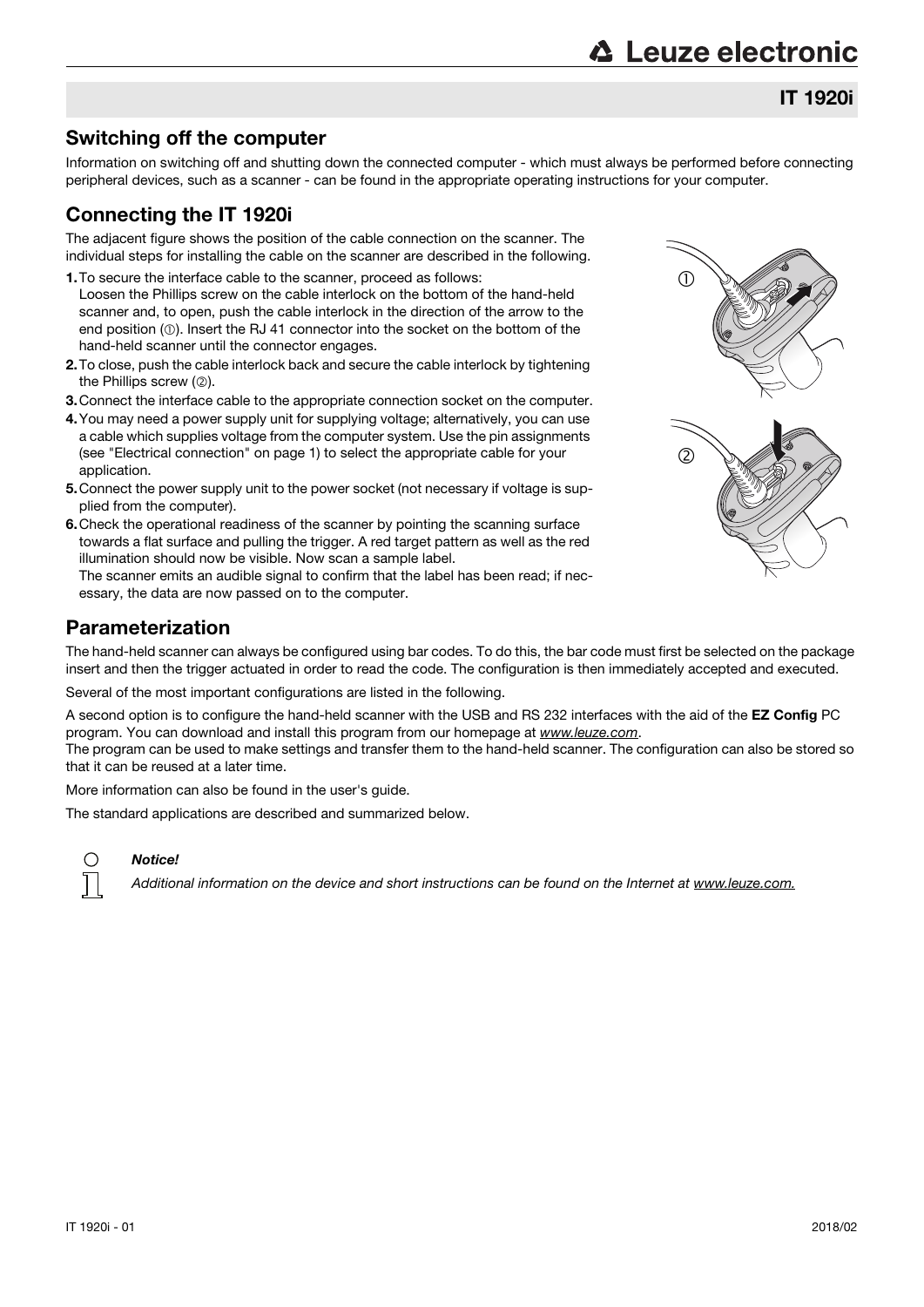## Switching off the computer

Information on switching off and shutting down the connected computer - which must always be performed before connecting peripheral devices, such as a scanner - can be found in the appropriate operating instructions for your computer.

## Connecting the IT 1920i

The adjacent figure shows the position of the cable connection on the scanner. The individual steps for installing the cable on the scanner are described in the following.

1. To secure the interface cable to the scanner, proceed as follows:
   Loosen the Phillips screw on the cable interlock on the bottom of the hand-held scanner and, to open, push the cable interlock in the direction of the arrow to the end position (①). Insert the RJ 41 connector into the socket on the bottom of the hand-held scanner until the connector engages.
2. To close, push the cable interlock back and secure the cable interlock by tightening the Phillips screw (②).
3. Connect the interface cable to the appropriate connection socket on the computer.
4. You may need a power supply unit for supplying voltage; alternatively, you can use a cable which supplies voltage from the computer system. Use the pin assignments (see "Electrical connection" on page 1) to select the appropriate cable for your application.
5. Connect the power supply unit to the power socket (not necessary if voltage is supplied from the computer).
6. Check the operational readiness of the scanner by pointing the scanning surface towards a flat surface and pulling the trigger. A red target pattern as well as the red illumination should now be visible. Now scan a sample label.
   The scanner emits an audible signal to confirm that the label has been read; if necessary, the data are now passed on to the computer.

## Parameterization

The hand-held scanner can always be configured using bar codes. To do this, the bar code must first be selected on the package insert and then the trigger actuated in order to read the code. The configuration is then immediately accepted and executed.

Several of the most important configurations are listed in the following.

A second option is to configure the hand-held scanner with the USB and RS 232 interfaces with the aid of the **EZ Config** PC program. You can download and install this program from our homepage at *www.leuze.com*.
The program can be used to make settings and transfer them to the hand-held scanner. The configuration can also be stored so that it can be reused at a later time.

More information can also be found in the user's guide.

The standard applications are described and summarized below.

***Notice!***

*Additional information on the device and short instructions can be found on the Internet at www.leuze.com.*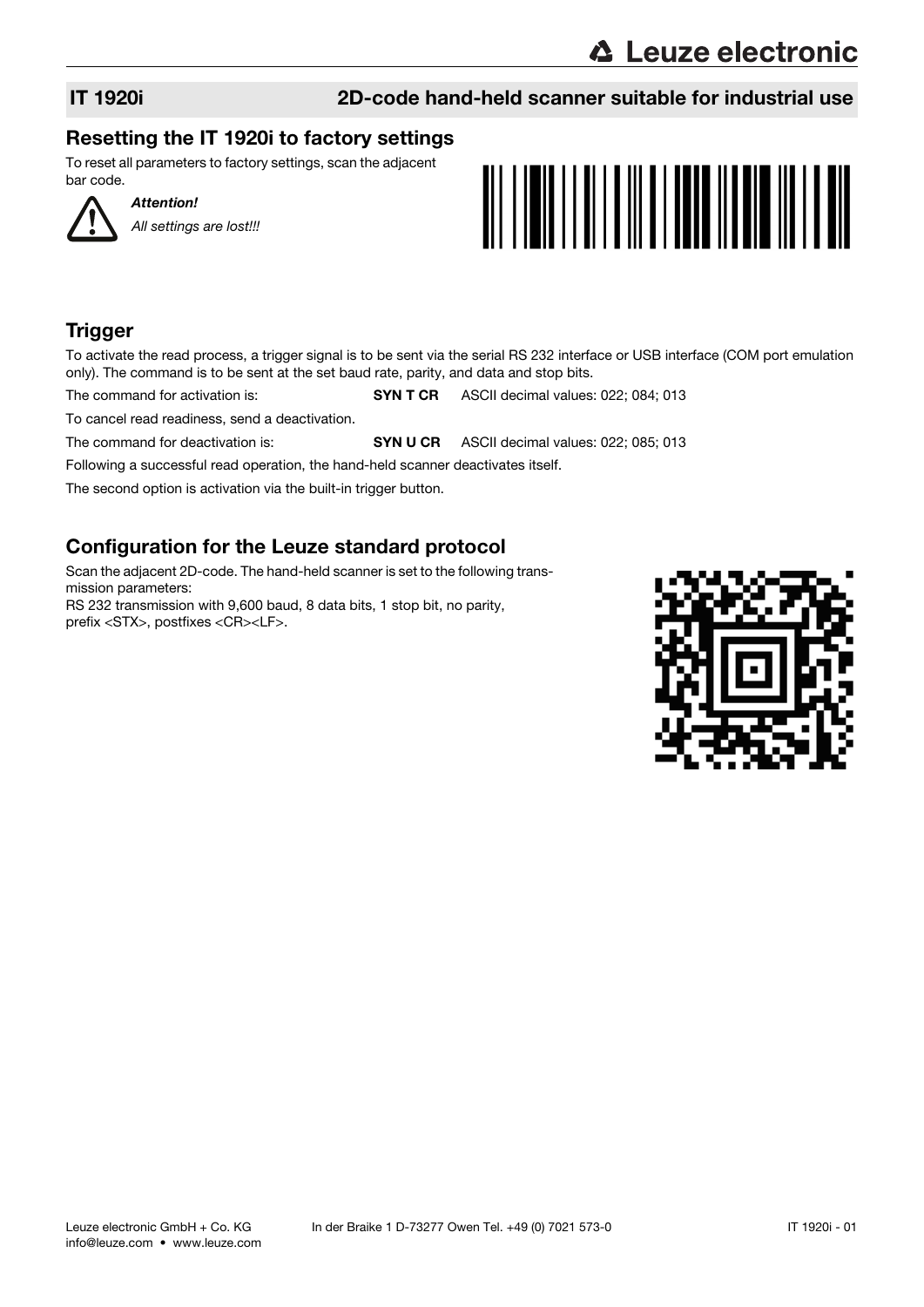## IT 1920i — 2D-code hand-held scanner suitable for industrial use

## Resetting the IT 1920i to factory settings

To reset all parameters to factory settings, scan the adjacent bar code.

***Attention!***

*All settings are lost!!!*

## Trigger

To activate the read process, a trigger signal is to be sent via the serial RS 232 interface or USB interface (COM port emulation only). The command is to be sent at the set baud rate, parity, and data and stop bits.

The command for activation is: **SYN T CR** ASCII decimal values: 022; 084; 013

To cancel read readiness, send a deactivation.

The command for deactivation is: **SYN U CR** ASCII decimal values: 022; 085; 013

Following a successful read operation, the hand-held scanner deactivates itself.

The second option is activation via the built-in trigger button.

## Configuration for the Leuze standard protocol

Scan the adjacent 2D-code. The hand-held scanner is set to the following transmission parameters:
RS 232 transmission with 9,600 baud, 8 data bits, 1 stop bit, no parity, prefix <STX>, postfixes <CR><LF>.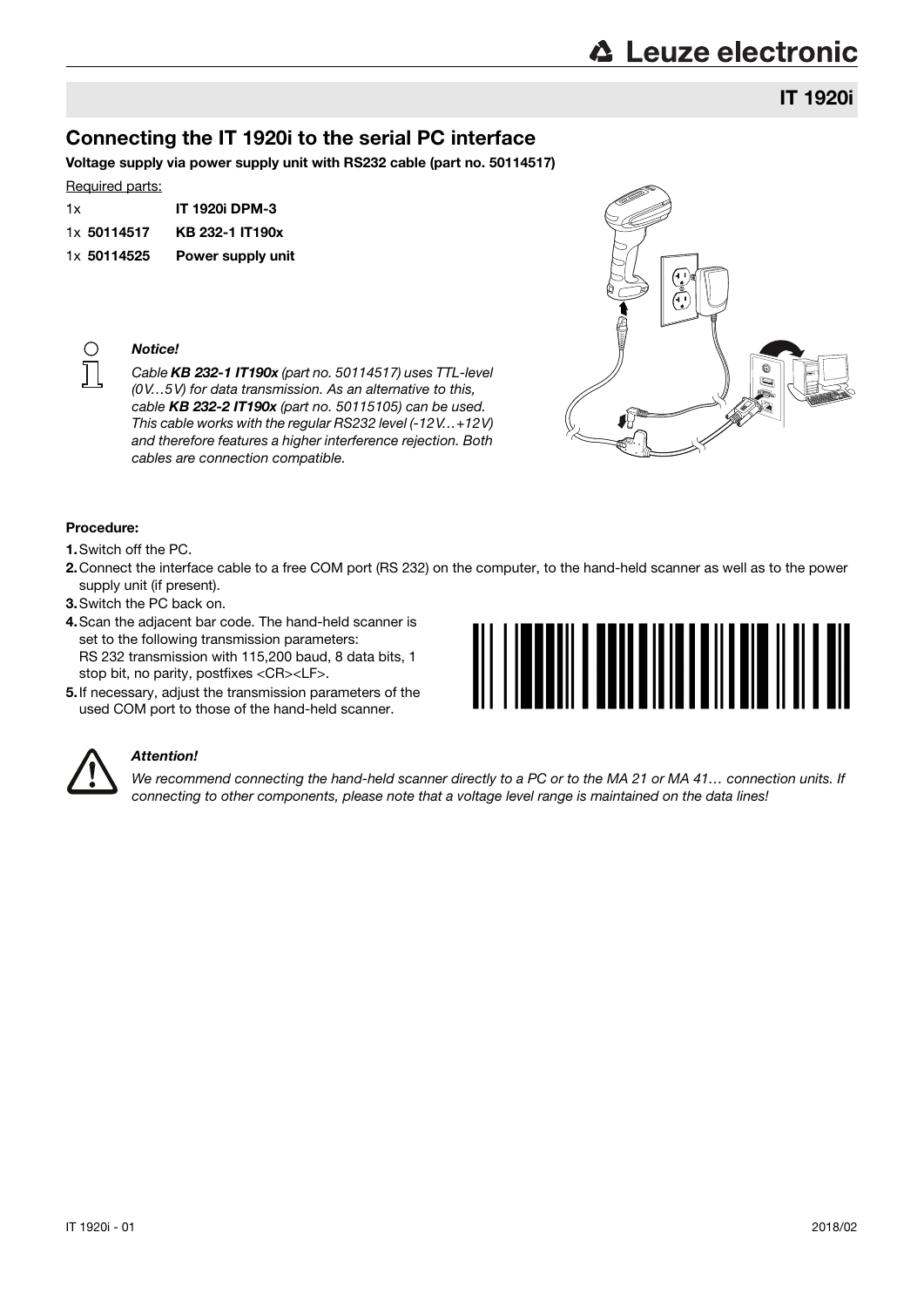## Connecting the IT 1920i to the serial PC interface

**Voltage supply via power supply unit with RS232 cable (part no. 50114517)**

Required parts:

| | |
|---|---|
| 1x | **IT 1920i DPM-3** |
| 1x **50114517** | **KB 232-1 IT190x** |
| 1x **50114525** | **Power supply unit** |

***Notice!***

*Cable **KB 232-1 IT190x** (part no. 50114517) uses TTL-level (0V…5V) for data transmission. As an alternative to this, cable **KB 232-2 IT190x** (part no. 50115105) can be used. This cable works with the regular RS232 level (-12V…+12V) and therefore features a higher interference rejection. Both cables are connection compatible.*

**Procedure:**

1. Switch off the PC.
2. Connect the interface cable to a free COM port (RS 232) on the computer, to the hand-held scanner as well as to the power supply unit (if present).
3. Switch the PC back on.
4. Scan the adjacent bar code. The hand-held scanner is set to the following transmission parameters: RS 232 transmission with 115,200 baud, 8 data bits, 1 stop bit, no parity, postfixes <CR><LF>.
5. If necessary, adjust the transmission parameters of the used COM port to those of the hand-held scanner.

***Attention!***

*We recommend connecting the hand-held scanner directly to a PC or to the MA 21 or MA 41… connection units. If connecting to other components, please note that a voltage level range is maintained on the data lines!*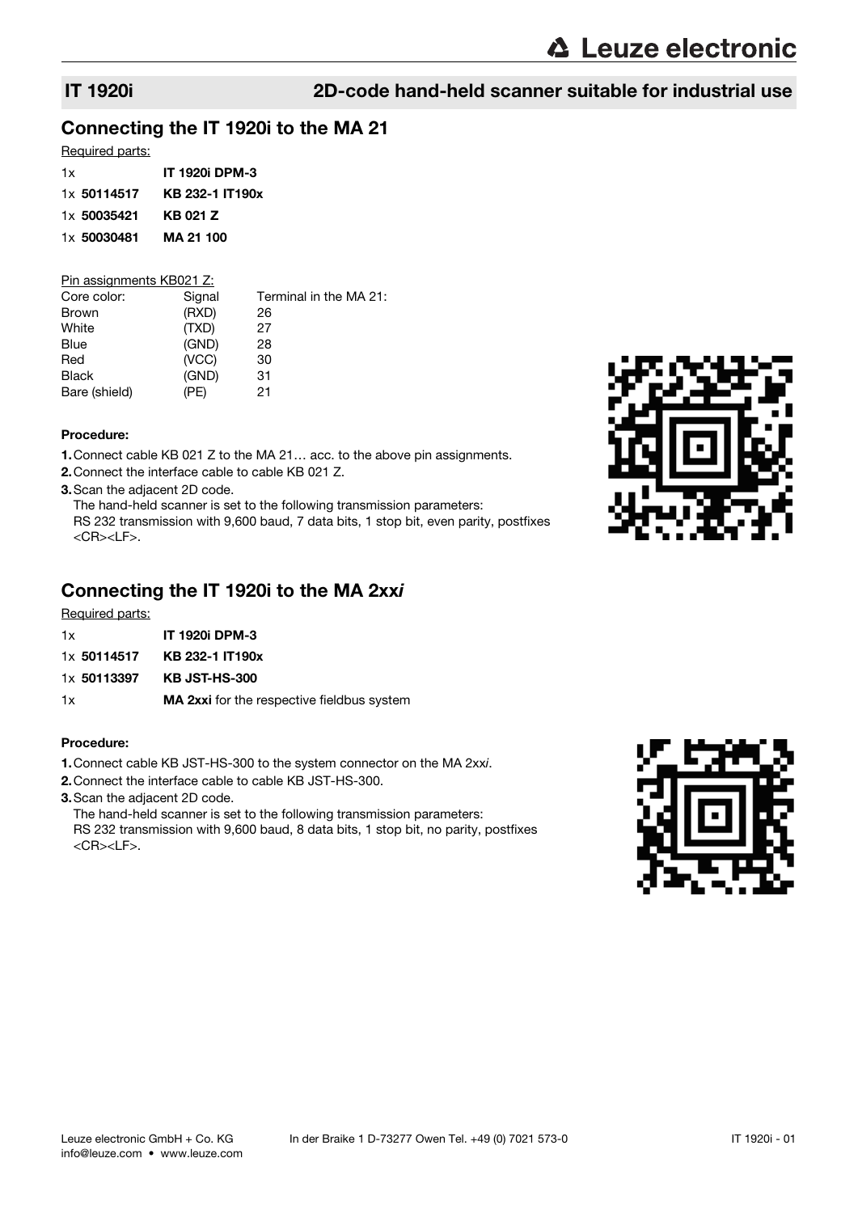## IT 1920i — 2D-code hand-held scanner suitable for industrial use

## Connecting the IT 1920i to the MA 21

Required parts:

| | |
|---|---|
| 1x | **IT 1920i DPM-3** |
| 1x **50114517** | **KB 232-1 IT190x** |
| 1x **50035421** | **KB 021 Z** |
| 1x **50030481** | **MA 21 100** |

Pin assignments KB021 Z:

| Core color: | Signal | Terminal in the MA 21: |
|---|---|---|
| Brown | (RXD) | 26 |
| White | (TXD) | 27 |
| Blue | (GND) | 28 |
| Red | (VCC) | 30 |
| Black | (GND) | 31 |
| Bare (shield) | (PE) | 21 |

**Procedure:**

1. Connect cable KB 021 Z to the MA 21… acc. to the above pin assignments.
2. Connect the interface cable to cable KB 021 Z.
3. Scan the adjacent 2D code.
   The hand-held scanner is set to the following transmission parameters:
   RS 232 transmission with 9,600 baud, 7 data bits, 1 stop bit, even parity, postfixes <CR><LF>.

## Connecting the IT 1920i to the MA 2xx*i*

Required parts:

| | |
|---|---|
| 1x | **IT 1920i DPM-3** |
| 1x **50114517** | **KB 232-1 IT190x** |
| 1x **50113397** | **KB JST-HS-300** |
| 1x | **MA 2xxi** for the respective fieldbus system |

**Procedure:**

1. Connect cable KB JST-HS-300 to the system connector on the MA 2xx*i*.
2. Connect the interface cable to cable KB JST-HS-300.
3. Scan the adjacent 2D code.
   The hand-held scanner is set to the following transmission parameters:
   RS 232 transmission with 9,600 baud, 8 data bits, 1 stop bit, no parity, postfixes <CR><LF>.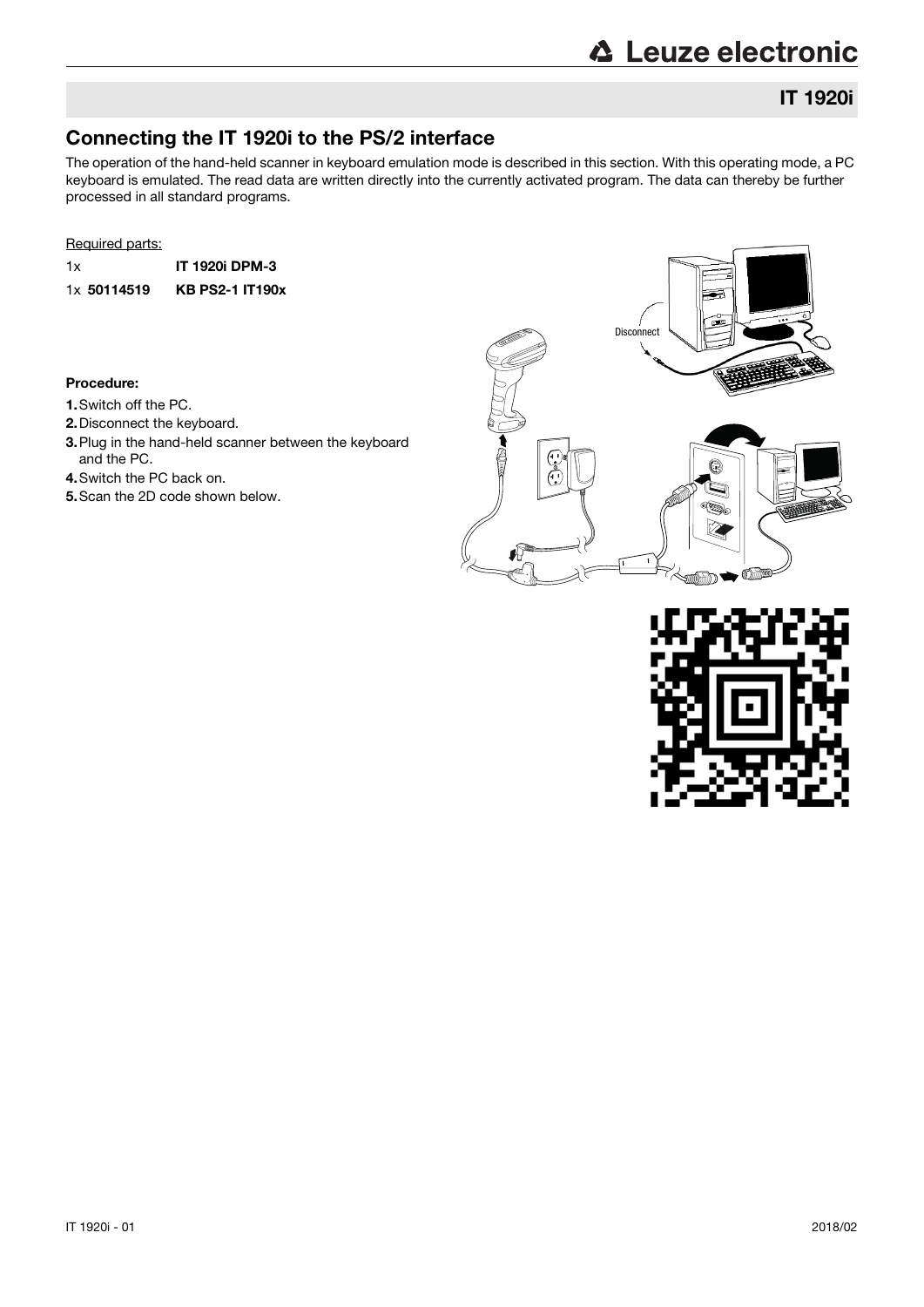## IT 1920i

## Connecting the IT 1920i to the PS/2 interface

The operation of the hand-held scanner in keyboard emulation mode is described in this section. With this operating mode, a PC keyboard is emulated. The read data are written directly into the currently activated program. The data can thereby be further processed in all standard programs.

Required parts:

1x **IT 1920i DPM-3**

1x **50114519** **KB PS2-1 IT190x**

**Procedure:**

1. Switch off the PC.
2. Disconnect the keyboard.
3. Plug in the hand-held scanner between the keyboard and the PC.
4. Switch the PC back on.
5. Scan the 2D code shown below.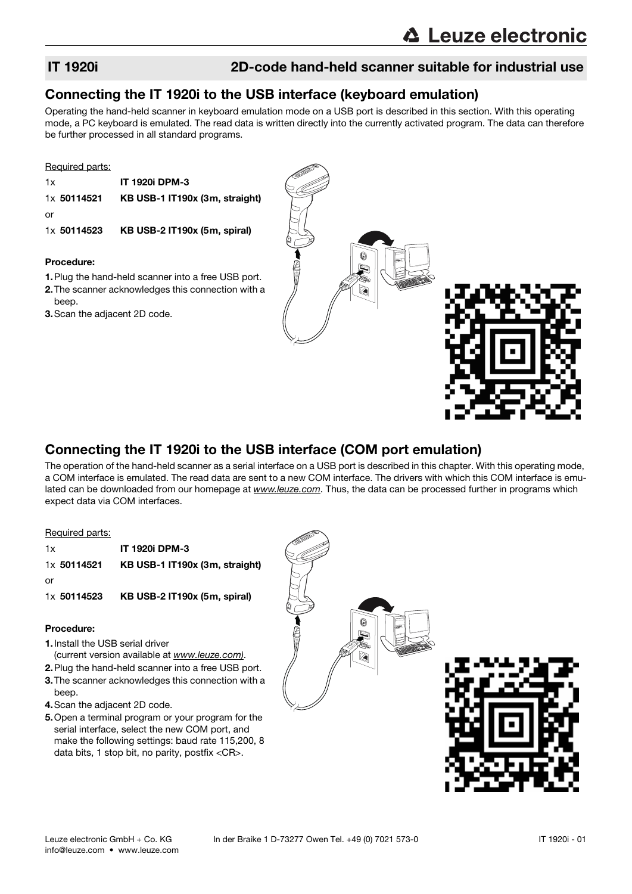## IT 1920i — 2D-code hand-held scanner suitable for industrial use

## Connecting the IT 1920i to the USB interface (keyboard emulation)

Operating the hand-held scanner in keyboard emulation mode on a USB port is described in this section. With this operating mode, a PC keyboard is emulated. The read data is written directly into the currently activated program. The data can therefore be further processed in all standard programs.

Required parts:

1x **IT 1920i DPM-3**
1x **50114521** **KB USB-1 IT190x (3m, straight)**
or
1x **50114523** **KB USB-2 IT190x (5m, spiral)**

**Procedure:**

1. Plug the hand-held scanner into a free USB port.
2. The scanner acknowledges this connection with a beep.
3. Scan the adjacent 2D code.

## Connecting the IT 1920i to the USB interface (COM port emulation)

The operation of the hand-held scanner as a serial interface on a USB port is described in this chapter. With this operating mode, a COM interface is emulated. The read data are sent to a new COM interface. The drivers with which this COM interface is emulated can be downloaded from our homepage at *www.leuze.com*. Thus, the data can be processed further in programs which expect data via COM interfaces.

Required parts:

1x **IT 1920i DPM-3**
1x **50114521** **KB USB-1 IT190x (3m, straight)**
or
1x **50114523** **KB USB-2 IT190x (5m, spiral)**

**Procedure:**

1. Install the USB serial driver
   (current version available at *www.leuze.com)*.
2. Plug the hand-held scanner into a free USB port.
3. The scanner acknowledges this connection with a beep.
4. Scan the adjacent 2D code.
5. Open a terminal program or your program for the serial interface, select the new COM port, and make the following settings: baud rate 115,200, 8 data bits, 1 stop bit, no parity, postfix <CR>.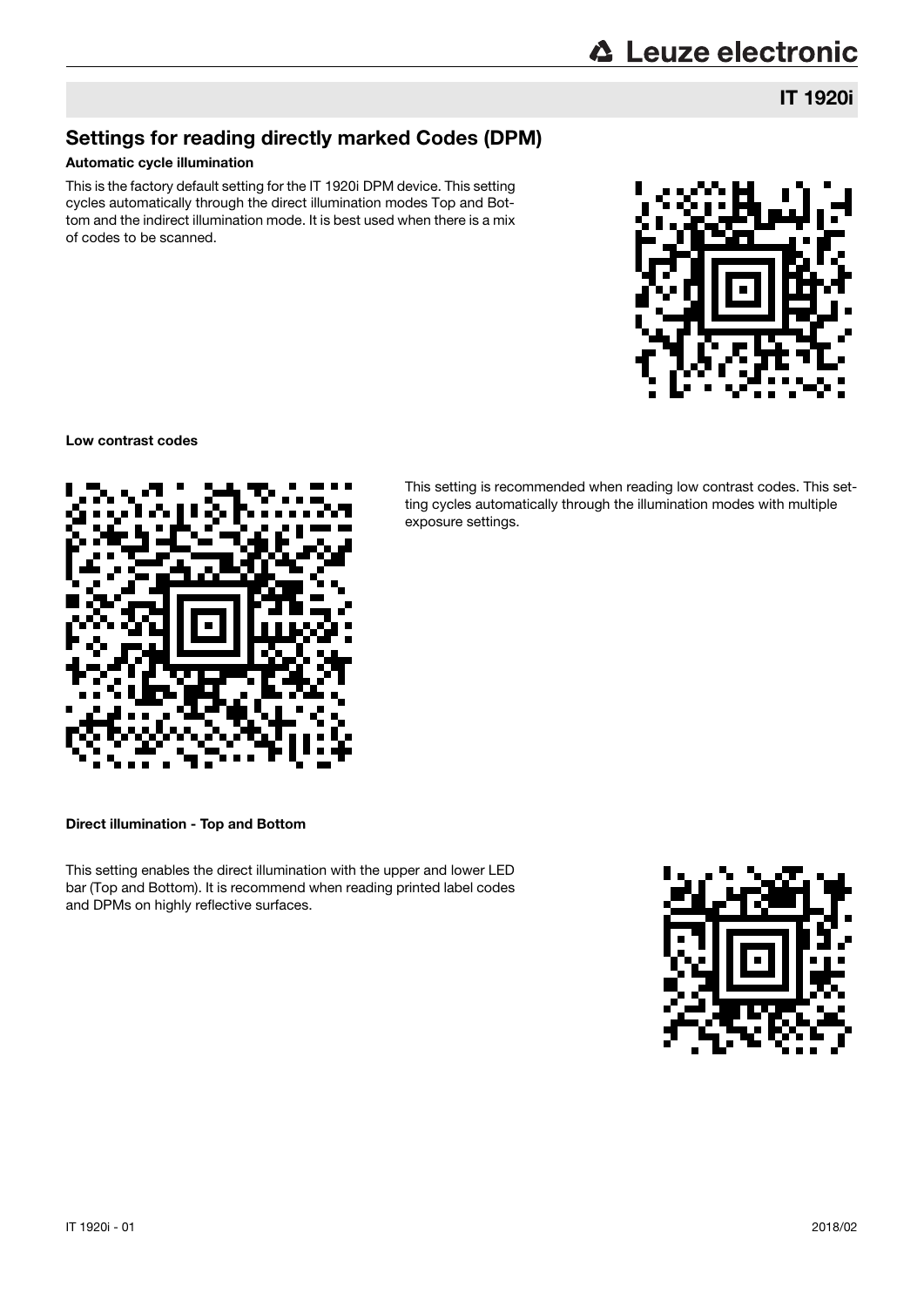## Settings for reading directly marked Codes (DPM)

**Automatic cycle illumination**

This is the factory default setting for the IT 1920i DPM device. This setting cycles automatically through the direct illumination modes Top and Bottom and the indirect illumination mode. It is best used when there is a mix of codes to be scanned.

**Low contrast codes**

This setting is recommended when reading low contrast codes. This setting cycles automatically through the illumination modes with multiple exposure settings.

**Direct illumination - Top and Bottom**

This setting enables the direct illumination with the upper and lower LED bar (Top and Bottom). It is recommend when reading printed label codes and DPMs on highly reflective surfaces.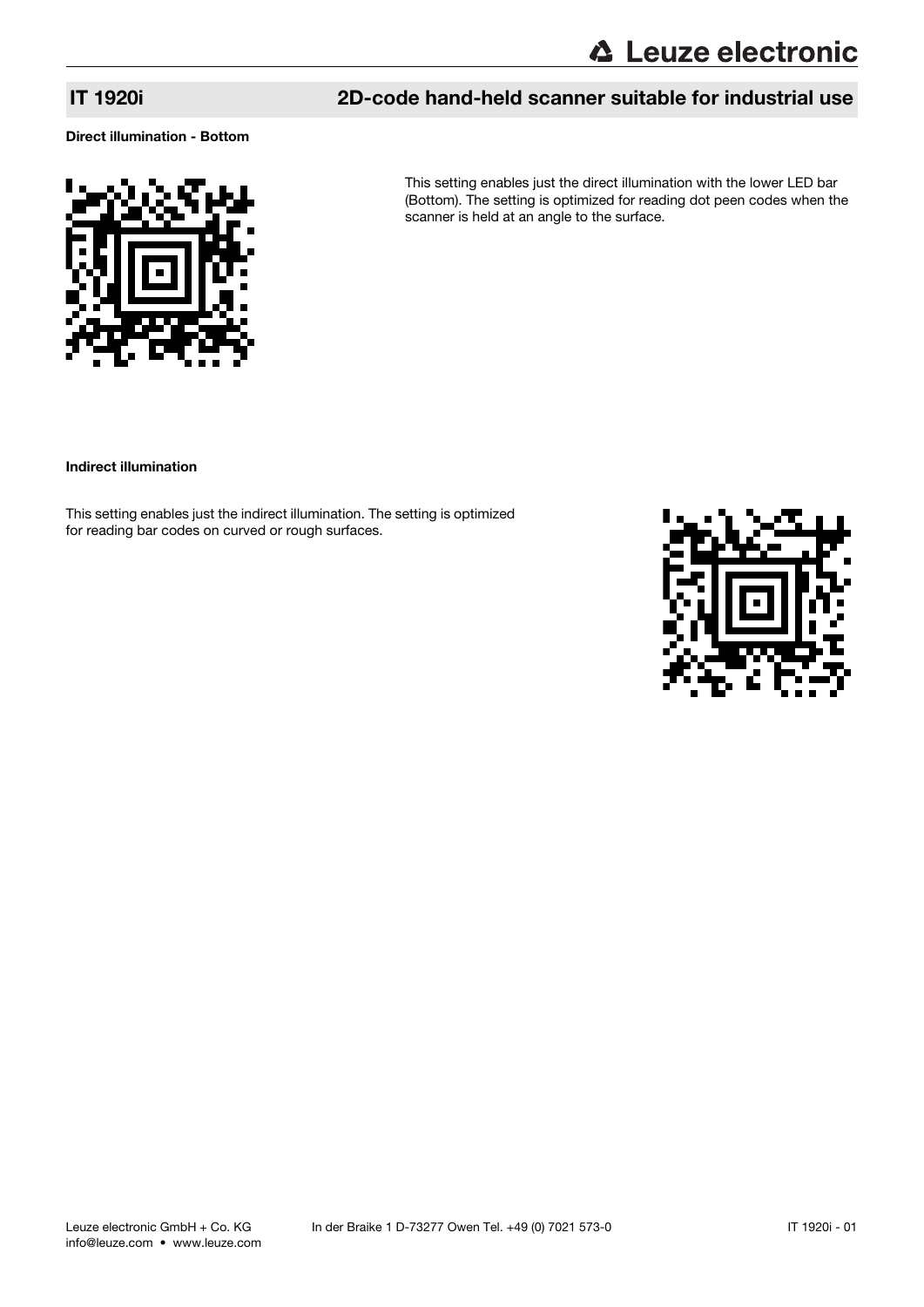## IT 1920i 2D-code hand-held scanner suitable for industrial use

**Direct illumination - Bottom**

This setting enables just the direct illumination with the lower LED bar (Bottom). The setting is optimized for reading dot peen codes when the scanner is held at an angle to the surface.

**Indirect illumination**

This setting enables just the indirect illumination. The setting is optimized for reading bar codes on curved or rough surfaces.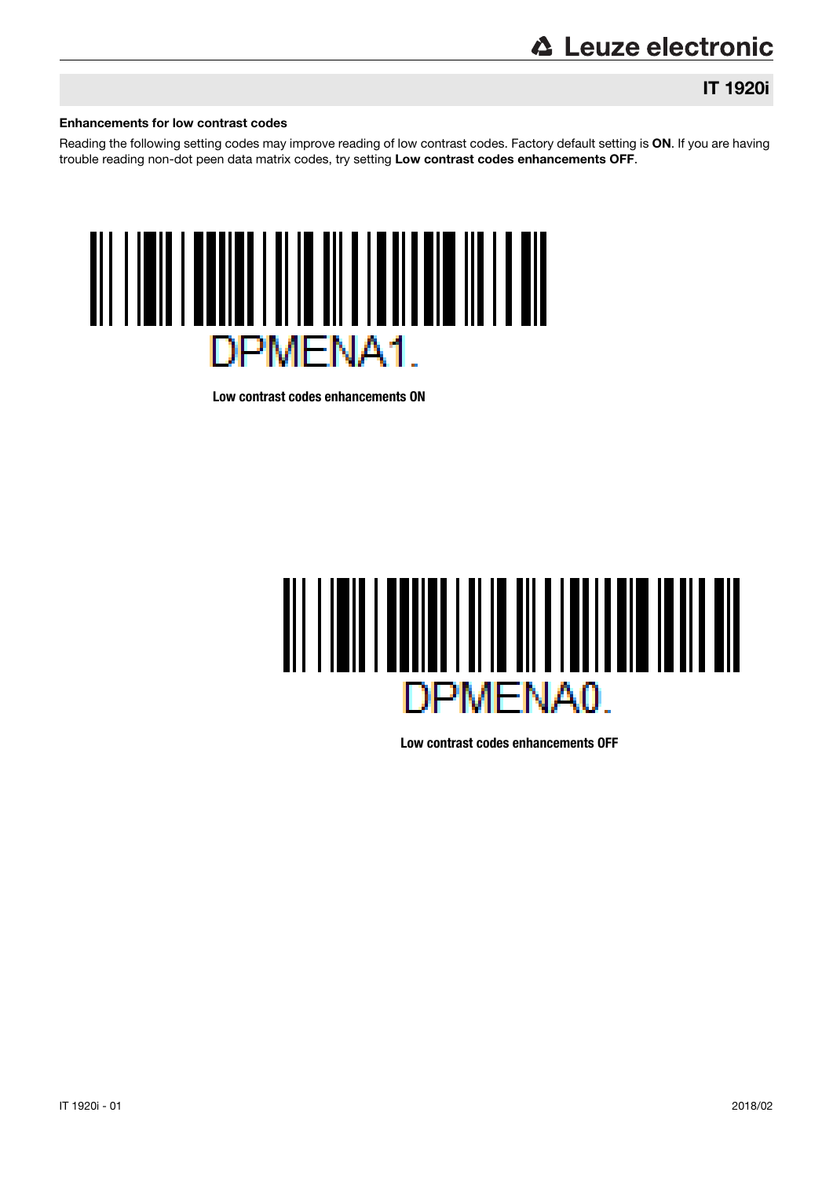### Enhancements for low contrast codes

Reading the following setting codes may improve reading of low contrast codes. Factory default setting is **ON**. If you are having trouble reading non-dot peen data matrix codes, try setting **Low contrast codes enhancements OFF**.

DPMENA1.

**Low contrast codes enhancements ON**

DPMENA0.

**Low contrast codes enhancements OFF**